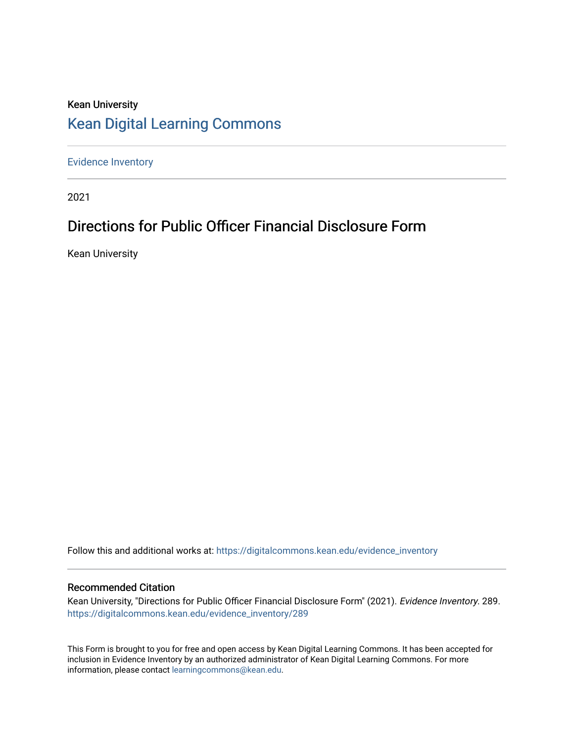Kean University

## Kean Digital Learning Commons

Evidence Inventory

2021

# Directions for Public Officer Financial Disclosure Form

Kean University

Follow this and additional works at: https://digitalcommons.kean.edu/evidence_inventory

### Recommended Citation

Kean University, "Directions for Public Officer Financial Disclosure Form" (2021). *Evidence Inventory*. 289. https://digitalcommons.kean.edu/evidence_inventory/289

This Form is brought to you for free and open access by Kean Digital Learning Commons. It has been accepted for inclusion in Evidence Inventory by an authorized administrator of Kean Digital Learning Commons. For more information, please contact learningcommons@kean.edu.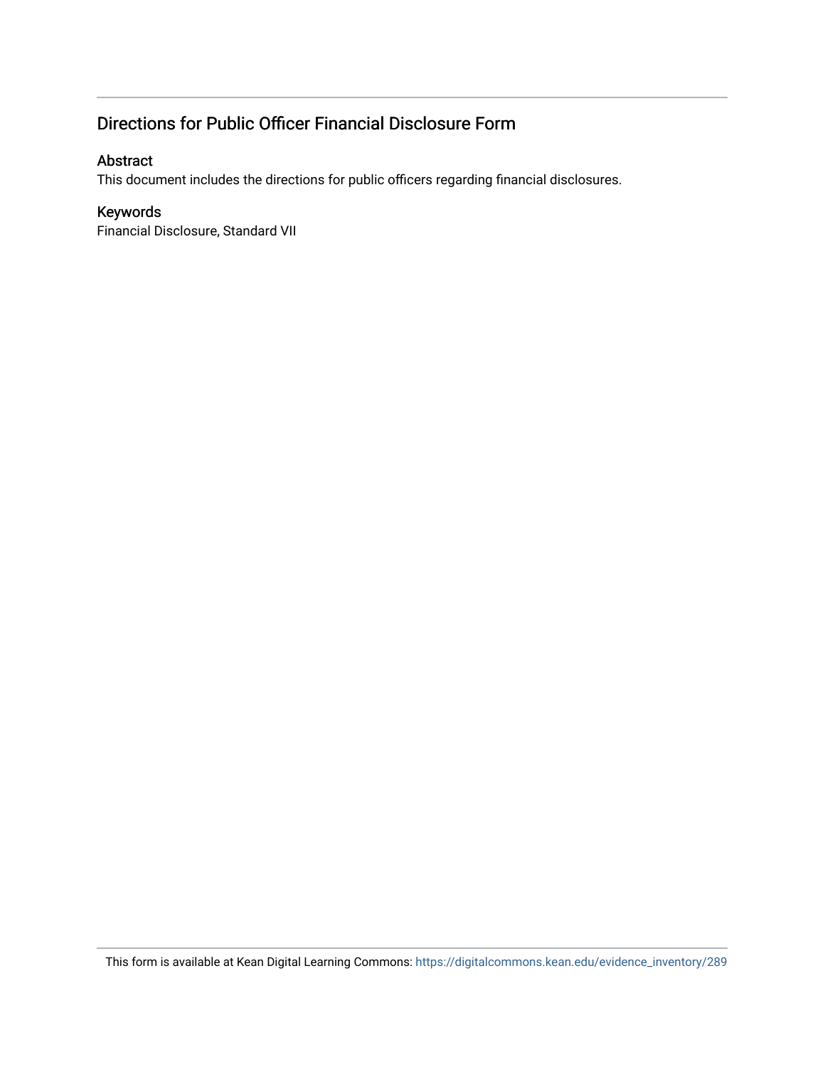## Directions for Public Officer Financial Disclosure Form

### Abstract

This document includes the directions for public officers regarding financial disclosures.

### Keywords

Financial Disclosure, Standard VII

This form is available at Kean Digital Learning Commons: https://digitalcommons.kean.edu/evidence_inventory/289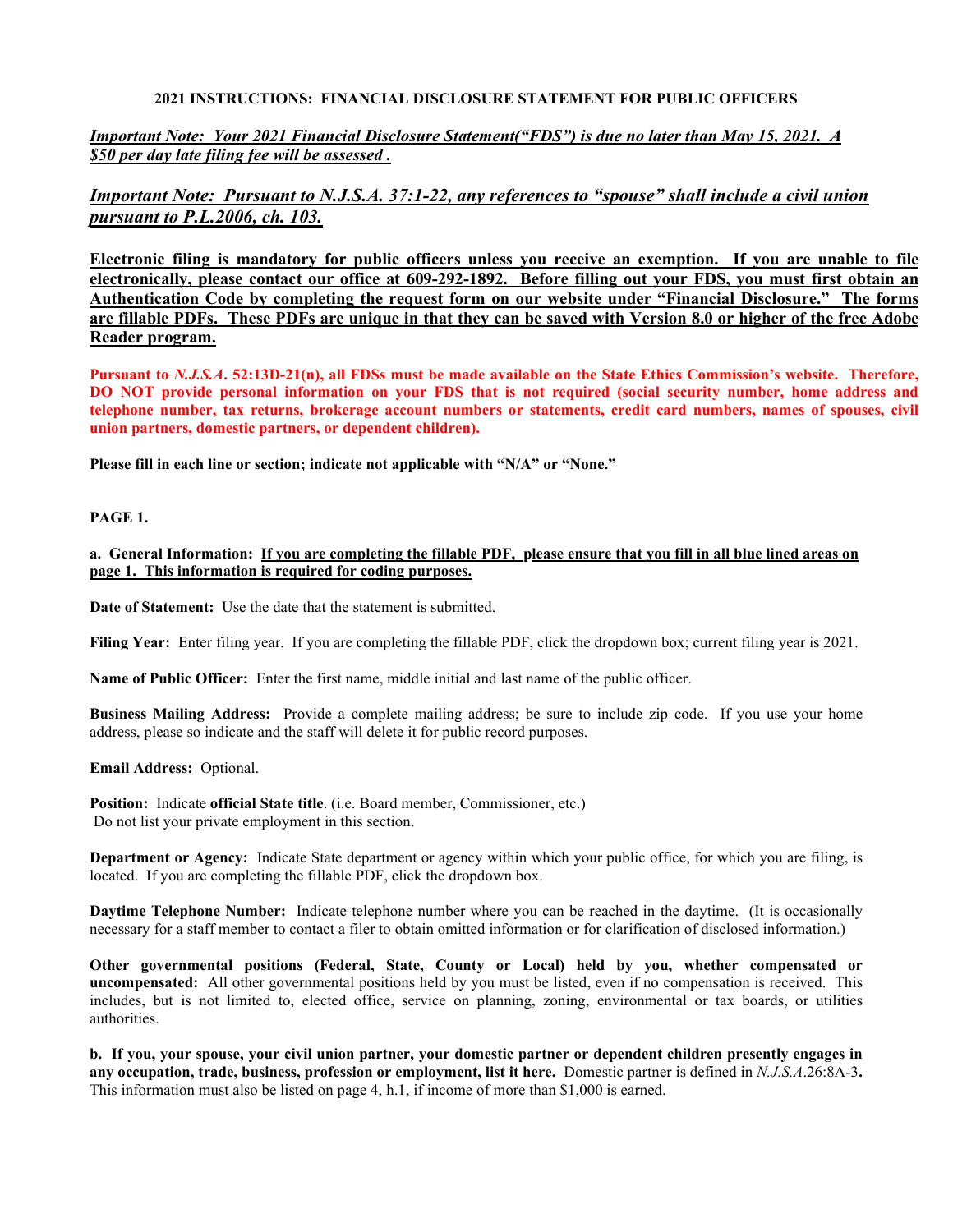**2021 INSTRUCTIONS: FINANCIAL DISCLOSURE STATEMENT FOR PUBLIC OFFICERS**

***Important Note: Your 2021 Financial Disclosure Statement("FDS") is due no later than May 15, 2021. A $50 per day late filing fee will be assessed .***

***Important Note: Pursuant to N.J.S.A. 37:1-22, any references to "spouse" shall include a civil union pursuant to P.L.2006, ch. 103.***

**Electronic filing is mandatory for public officers unless you receive an exemption. If you are unable to file electronically, please contact our office at 609-292-1892. Before filling out your FDS, you must first obtain an Authentication Code by completing the request form on our website under "Financial Disclosure." The forms are fillable PDFs. These PDFs are unique in that they can be saved with Version 8.0 or higher of the free Adobe Reader program.**

**Pursuant to *N.J.S.A*. 52:13D-21(n), all FDSs must be made available on the State Ethics Commission's website. Therefore, DO NOT provide personal information on your FDS that is not required (social security number, home address and telephone number, tax returns, brokerage account numbers or statements, credit card numbers, names of spouses, civil union partners, domestic partners, or dependent children).**

**Please fill in each line or section; indicate not applicable with "N/A" or "None."**

**PAGE 1.**

**a. General Information: If you are completing the fillable PDF, please ensure that you fill in all blue lined areas on page 1. This information is required for coding purposes.**

**Date of Statement:** Use the date that the statement is submitted.

**Filing Year:** Enter filing year. If you are completing the fillable PDF, click the dropdown box; current filing year is 2021.

**Name of Public Officer:** Enter the first name, middle initial and last name of the public officer.

**Business Mailing Address:** Provide a complete mailing address; be sure to include zip code. If you use your home address, please so indicate and the staff will delete it for public record purposes.

**Email Address:** Optional.

**Position:** Indicate **official State title**. (i.e. Board member, Commissioner, etc.) Do not list your private employment in this section.

**Department or Agency:** Indicate State department or agency within which your public office, for which you are filing, is located. If you are completing the fillable PDF, click the dropdown box.

**Daytime Telephone Number:** Indicate telephone number where you can be reached in the daytime. (It is occasionally necessary for a staff member to contact a filer to obtain omitted information or for clarification of disclosed information.)

**Other governmental positions (Federal, State, County or Local) held by you, whether compensated or uncompensated:** All other governmental positions held by you must be listed, even if no compensation is received. This includes, but is not limited to, elected office, service on planning, zoning, environmental or tax boards, or utilities authorities.

**b. If you, your spouse, your civil union partner, your domestic partner or dependent children presently engages in any occupation, trade, business, profession or employment, list it here.** Domestic partner is defined in *N.J.S.A*.26:8A-3**.** This information must also be listed on page 4, h.1, if income of more than $1,000 is earned.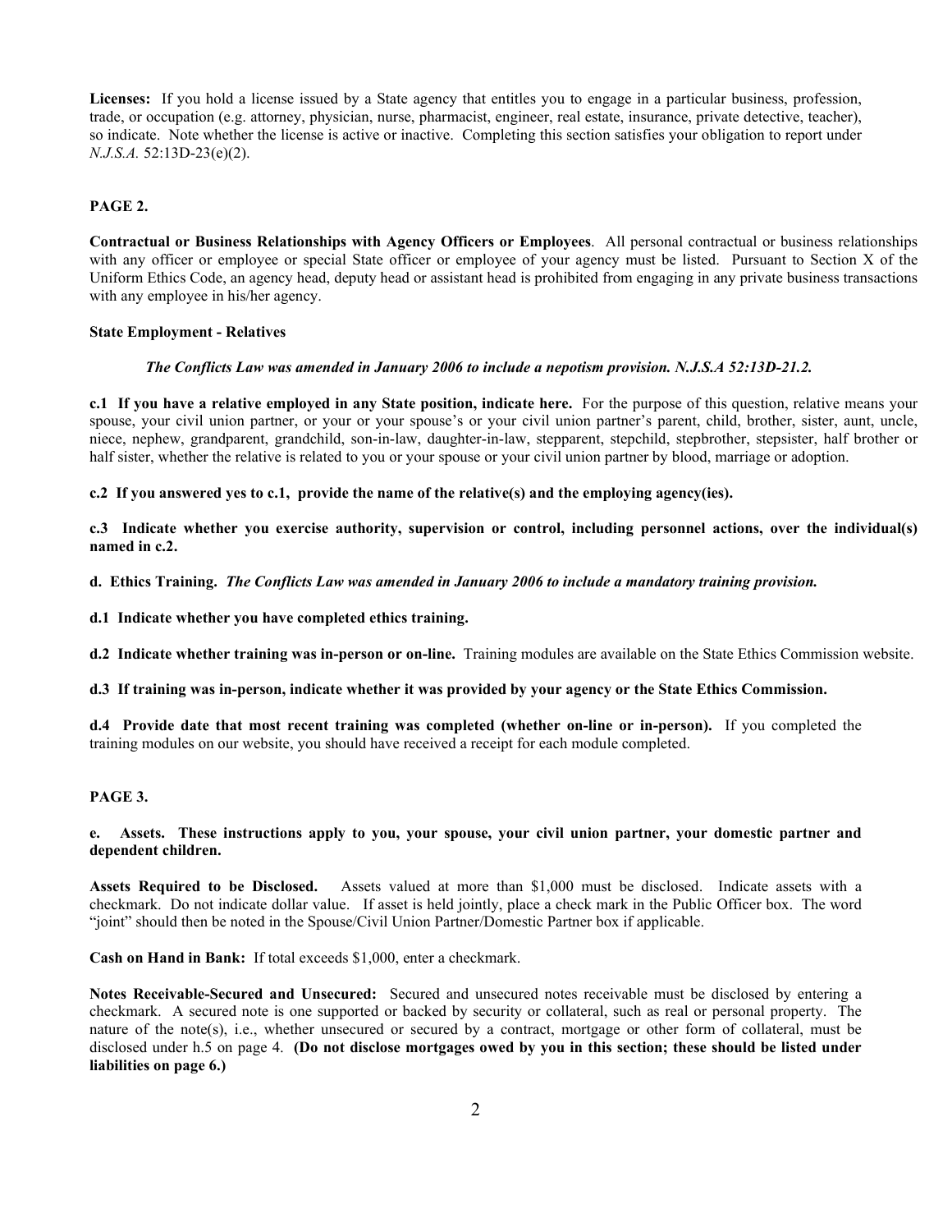**Licenses:** If you hold a license issued by a State agency that entitles you to engage in a particular business, profession, trade, or occupation (e.g. attorney, physician, nurse, pharmacist, engineer, real estate, insurance, private detective, teacher), so indicate. Note whether the license is active or inactive. Completing this section satisfies your obligation to report under *N.J.S.A.* 52:13D-23(e)(2).

**PAGE 2.**

**Contractual or Business Relationships with Agency Officers or Employees**. All personal contractual or business relationships with any officer or employee or special State officer or employee of your agency must be listed. Pursuant to Section X of the Uniform Ethics Code, an agency head, deputy head or assistant head is prohibited from engaging in any private business transactions with any employee in his/her agency.

**State Employment - Relatives**

***The Conflicts Law was amended in January 2006 to include a nepotism provision. N.J.S.A 52:13D-21.2.***

**c.1 If you have a relative employed in any State position, indicate here.** For the purpose of this question, relative means your spouse, your civil union partner, or your or your spouse's or your civil union partner's parent, child, brother, sister, aunt, uncle, niece, nephew, grandparent, grandchild, son-in-law, daughter-in-law, stepparent, stepchild, stepbrother, stepsister, half brother or half sister, whether the relative is related to you or your spouse or your civil union partner by blood, marriage or adoption.

**c.2 If you answered yes to c.1, provide the name of the relative(s) and the employing agency(ies).**

**c.3 Indicate whether you exercise authority, supervision or control, including personnel actions, over the individual(s) named in c.2.**

**d. Ethics Training.** ***The Conflicts Law was amended in January 2006 to include a mandatory training provision.***

**d.1 Indicate whether you have completed ethics training.**

**d.2 Indicate whether training was in-person or on-line.** Training modules are available on the State Ethics Commission website.

**d.3 If training was in-person, indicate whether it was provided by your agency or the State Ethics Commission.**

**d.4 Provide date that most recent training was completed (whether on-line or in-person).** If you completed the training modules on our website, you should have received a receipt for each module completed.

**PAGE 3.**

**e. Assets. These instructions apply to you, your spouse, your civil union partner, your domestic partner and dependent children.**

**Assets Required to be Disclosed.** Assets valued at more than $1,000 must be disclosed. Indicate assets with a checkmark. Do not indicate dollar value. If asset is held jointly, place a check mark in the Public Officer box. The word "joint" should then be noted in the Spouse/Civil Union Partner/Domestic Partner box if applicable.

**Cash on Hand in Bank:** If total exceeds $1,000, enter a checkmark.

**Notes Receivable-Secured and Unsecured:** Secured and unsecured notes receivable must be disclosed by entering a checkmark. A secured note is one supported or backed by security or collateral, such as real or personal property. The nature of the note(s), i.e., whether unsecured or secured by a contract, mortgage or other form of collateral, must be disclosed under h.5 on page 4. **(Do not disclose mortgages owed by you in this section; these should be listed under liabilities on page 6.)**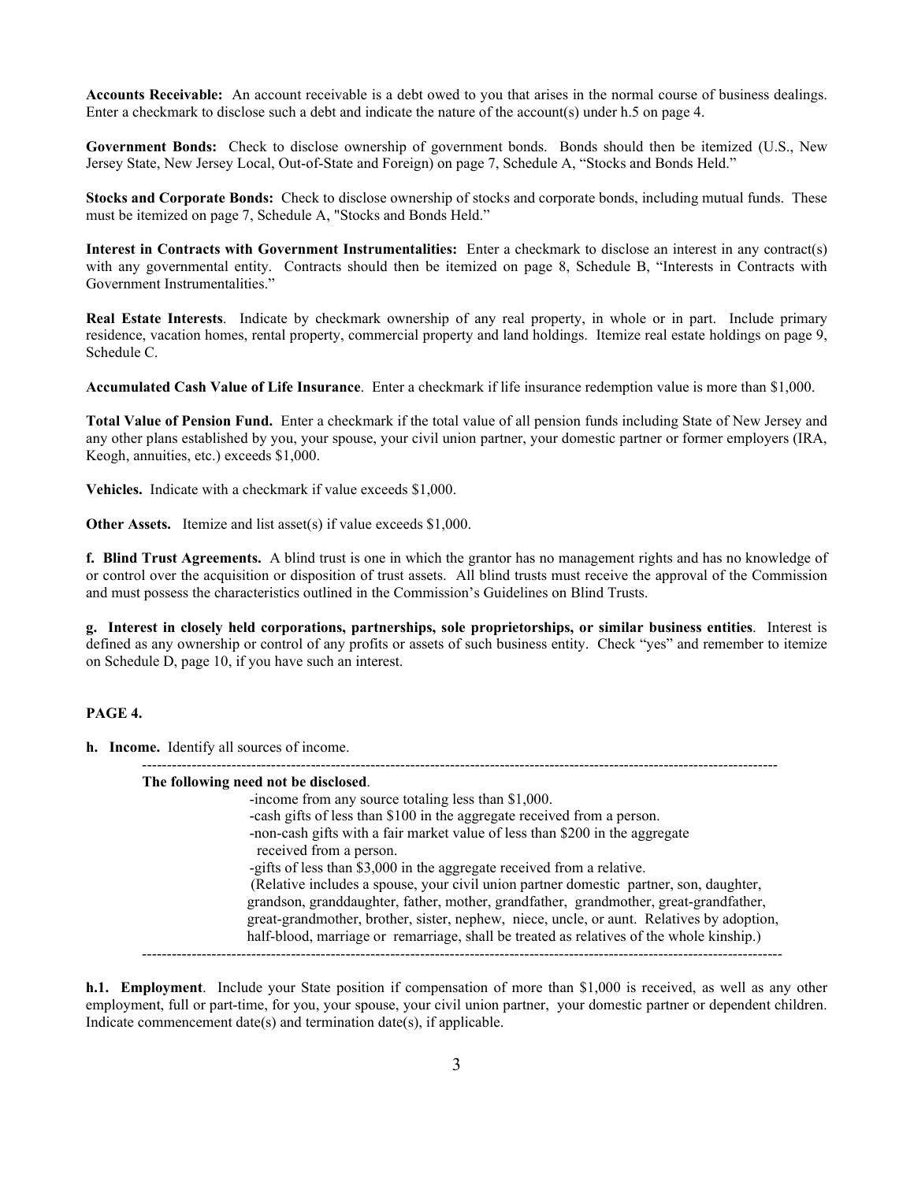**Accounts Receivable:** An account receivable is a debt owed to you that arises in the normal course of business dealings. Enter a checkmark to disclose such a debt and indicate the nature of the account(s) under h.5 on page 4.

**Government Bonds:** Check to disclose ownership of government bonds. Bonds should then be itemized (U.S., New Jersey State, New Jersey Local, Out-of-State and Foreign) on page 7, Schedule A, "Stocks and Bonds Held."

**Stocks and Corporate Bonds:** Check to disclose ownership of stocks and corporate bonds, including mutual funds. These must be itemized on page 7, Schedule A, "Stocks and Bonds Held."

**Interest in Contracts with Government Instrumentalities:** Enter a checkmark to disclose an interest in any contract(s) with any governmental entity. Contracts should then be itemized on page 8, Schedule B, "Interests in Contracts with Government Instrumentalities."

**Real Estate Interests**. Indicate by checkmark ownership of any real property, in whole or in part. Include primary residence, vacation homes, rental property, commercial property and land holdings. Itemize real estate holdings on page 9, Schedule C.

**Accumulated Cash Value of Life Insurance**. Enter a checkmark if life insurance redemption value is more than $1,000.

**Total Value of Pension Fund.** Enter a checkmark if the total value of all pension funds including State of New Jersey and any other plans established by you, your spouse, your civil union partner, your domestic partner or former employers (IRA, Keogh, annuities, etc.) exceeds $1,000.

**Vehicles.** Indicate with a checkmark if value exceeds $1,000.

**Other Assets.** Itemize and list asset(s) if value exceeds $1,000.

**f. Blind Trust Agreements.** A blind trust is one in which the grantor has no management rights and has no knowledge of or control over the acquisition or disposition of trust assets. All blind trusts must receive the approval of the Commission and must possess the characteristics outlined in the Commission's Guidelines on Blind Trusts.

**g. Interest in closely held corporations, partnerships, sole proprietorships, or similar business entities**. Interest is defined as any ownership or control of any profits or assets of such business entity. Check "yes" and remember to itemize on Schedule D, page 10, if you have such an interest.

**PAGE 4.**

**h. Income.** Identify all sources of income.

---

**The following need not be disclosed**.

- income from any source totaling less than $1,000.
- cash gifts of less than $100 in the aggregate received from a person.
- non-cash gifts with a fair market value of less than $200 in the aggregate received from a person.
- gifts of less than $3,000 in the aggregate received from a relative.

(Relative includes a spouse, your civil union partner domestic partner, son, daughter, grandson, granddaughter, father, mother, grandfather, grandmother, great-grandfather, great-grandmother, brother, sister, nephew, niece, uncle, or aunt. Relatives by adoption, half-blood, marriage or remarriage, shall be treated as relatives of the whole kinship.)

---

**h.1. Employment**. Include your State position if compensation of more than $1,000 is received, as well as any other employment, full or part-time, for you, your spouse, your civil union partner, your domestic partner or dependent children. Indicate commencement date(s) and termination date(s), if applicable.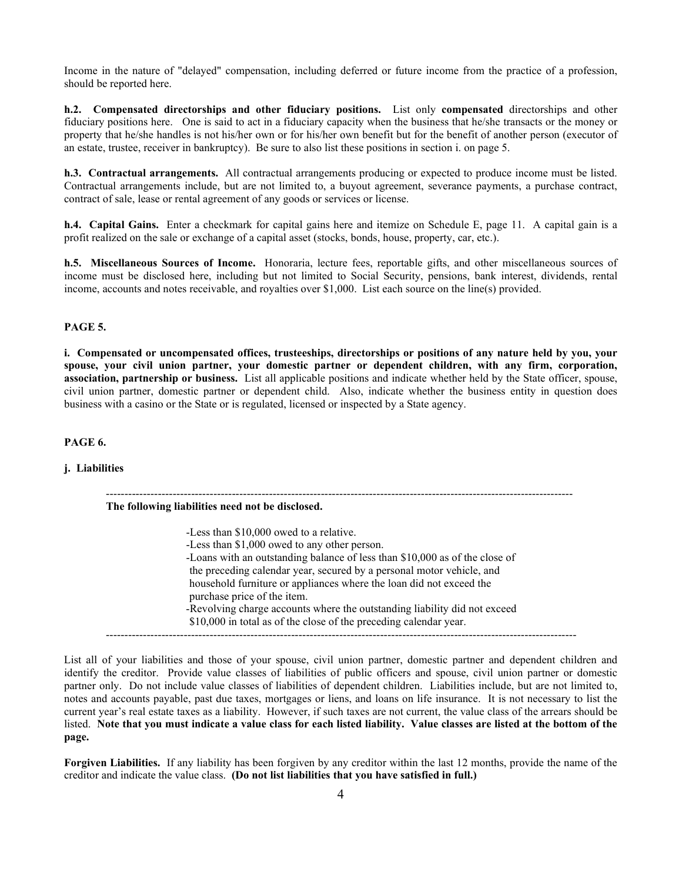Income in the nature of "delayed" compensation, including deferred or future income from the practice of a profession, should be reported here.

**h.2. Compensated directorships and other fiduciary positions.** List only **compensated** directorships and other fiduciary positions here. One is said to act in a fiduciary capacity when the business that he/she transacts or the money or property that he/she handles is not his/her own or for his/her own benefit but for the benefit of another person (executor of an estate, trustee, receiver in bankruptcy). Be sure to also list these positions in section i. on page 5.

**h.3. Contractual arrangements.** All contractual arrangements producing or expected to produce income must be listed. Contractual arrangements include, but are not limited to, a buyout agreement, severance payments, a purchase contract, contract of sale, lease or rental agreement of any goods or services or license.

**h.4. Capital Gains.** Enter a checkmark for capital gains here and itemize on Schedule E, page 11. A capital gain is a profit realized on the sale or exchange of a capital asset (stocks, bonds, house, property, car, etc.).

**h.5. Miscellaneous Sources of Income.** Honoraria, lecture fees, reportable gifts, and other miscellaneous sources of income must be disclosed here, including but not limited to Social Security, pensions, bank interest, dividends, rental income, accounts and notes receivable, and royalties over $1,000. List each source on the line(s) provided.

**PAGE 5.**

**i. Compensated or uncompensated offices, trusteeships, directorships or positions of any nature held by you, your spouse, your civil union partner, your domestic partner or dependent children, with any firm, corporation, association, partnership or business.** List all applicable positions and indicate whether held by the State officer, spouse, civil union partner, domestic partner or dependent child. Also, indicate whether the business entity in question does business with a casino or the State or is regulated, licensed or inspected by a State agency.

**PAGE 6.**

**j. Liabilities**

---

**The following liabilities need not be disclosed.**

- Less than $10,000 owed to a relative.
- Less than $1,000 owed to any other person.
- Loans with an outstanding balance of less than $10,000 as of the close of the preceding calendar year, secured by a personal motor vehicle, and household furniture or appliances where the loan did not exceed the purchase price of the item.
- Revolving charge accounts where the outstanding liability did not exceed $10,000 in total as of the close of the preceding calendar year.

---

List all of your liabilities and those of your spouse, civil union partner, domestic partner and dependent children and identify the creditor. Provide value classes of liabilities of public officers and spouse, civil union partner or domestic partner only. Do not include value classes of liabilities of dependent children. Liabilities include, but are not limited to, notes and accounts payable, past due taxes, mortgages or liens, and loans on life insurance. It is not necessary to list the current year's real estate taxes as a liability. However, if such taxes are not current, the value class of the arrears should be listed. **Note that you must indicate a value class for each listed liability. Value classes are listed at the bottom of the page.**

**Forgiven Liabilities.** If any liability has been forgiven by any creditor within the last 12 months, provide the name of the creditor and indicate the value class. **(Do not list liabilities that you have satisfied in full.)**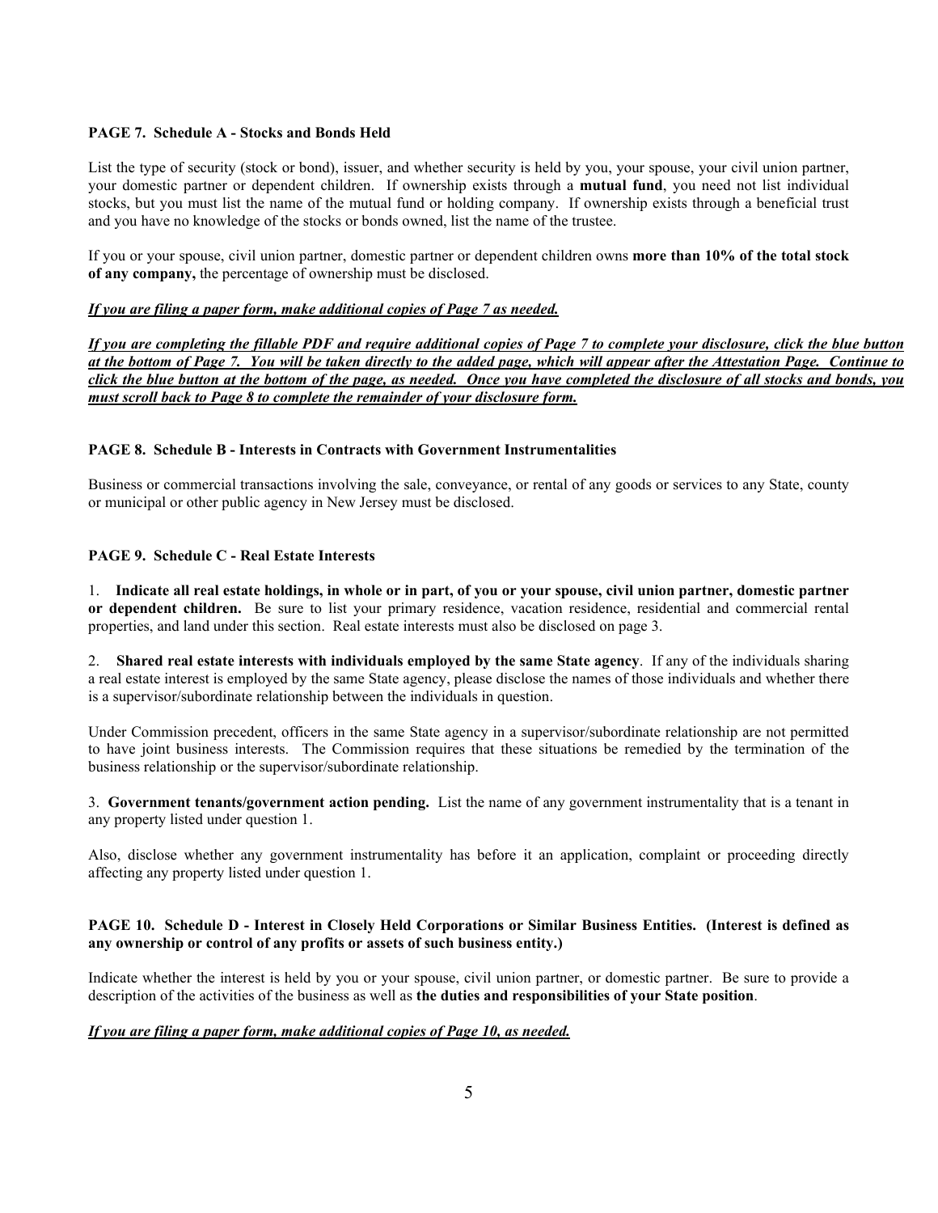**PAGE 7. Schedule A - Stocks and Bonds Held**

List the type of security (stock or bond), issuer, and whether security is held by you, your spouse, your civil union partner, your domestic partner or dependent children. If ownership exists through a **mutual fund**, you need not list individual stocks, but you must list the name of the mutual fund or holding company. If ownership exists through a beneficial trust and you have no knowledge of the stocks or bonds owned, list the name of the trustee.

If you or your spouse, civil union partner, domestic partner or dependent children owns **more than 10% of the total stock of any company,** the percentage of ownership must be disclosed.

***If you are filing a paper form, make additional copies of Page 7 as needed.***

***If you are completing the fillable PDF and require additional copies of Page 7 to complete your disclosure, click the blue button at the bottom of Page 7. You will be taken directly to the added page, which will appear after the Attestation Page. Continue to click the blue button at the bottom of the page, as needed. Once you have completed the disclosure of all stocks and bonds, you must scroll back to Page 8 to complete the remainder of your disclosure form.***

**PAGE 8. Schedule B - Interests in Contracts with Government Instrumentalities**

Business or commercial transactions involving the sale, conveyance, or rental of any goods or services to any State, county or municipal or other public agency in New Jersey must be disclosed.

**PAGE 9. Schedule C - Real Estate Interests**

1. **Indicate all real estate holdings, in whole or in part, of you or your spouse, civil union partner, domestic partner or dependent children.** Be sure to list your primary residence, vacation residence, residential and commercial rental properties, and land under this section. Real estate interests must also be disclosed on page 3.

2. **Shared real estate interests with individuals employed by the same State agency**. If any of the individuals sharing a real estate interest is employed by the same State agency, please disclose the names of those individuals and whether there is a supervisor/subordinate relationship between the individuals in question.

Under Commission precedent, officers in the same State agency in a supervisor/subordinate relationship are not permitted to have joint business interests. The Commission requires that these situations be remedied by the termination of the business relationship or the supervisor/subordinate relationship.

3. **Government tenants/government action pending.** List the name of any government instrumentality that is a tenant in any property listed under question 1.

Also, disclose whether any government instrumentality has before it an application, complaint or proceeding directly affecting any property listed under question 1.

**PAGE 10. Schedule D - Interest in Closely Held Corporations or Similar Business Entities. (Interest is defined as any ownership or control of any profits or assets of such business entity.)**

Indicate whether the interest is held by you or your spouse, civil union partner, or domestic partner. Be sure to provide a description of the activities of the business as well as **the duties and responsibilities of your State position**.

***If you are filing a paper form, make additional copies of Page 10, as needed.***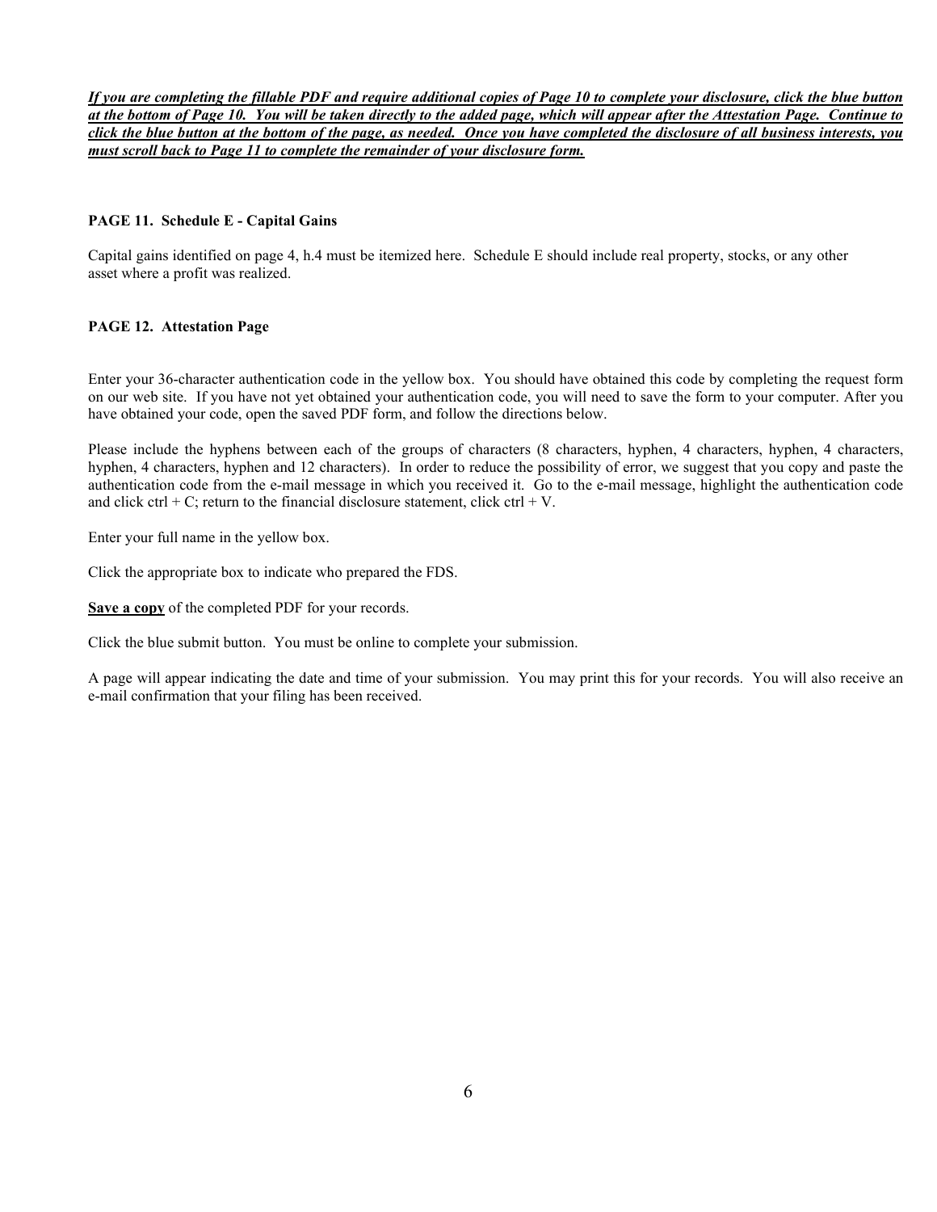***If you are completing the fillable PDF and require additional copies of Page 10 to complete your disclosure, click the blue button at the bottom of Page 10. You will be taken directly to the added page, which will appear after the Attestation Page. Continue to click the blue button at the bottom of the page, as needed. Once you have completed the disclosure of all business interests, you must scroll back to Page 11 to complete the remainder of your disclosure form.***

**PAGE 11. Schedule E - Capital Gains**

Capital gains identified on page 4, h.4 must be itemized here. Schedule E should include real property, stocks, or any other asset where a profit was realized.

**PAGE 12. Attestation Page**

Enter your 36-character authentication code in the yellow box. You should have obtained this code by completing the request form on our web site. If you have not yet obtained your authentication code, you will need to save the form to your computer. After you have obtained your code, open the saved PDF form, and follow the directions below.

Please include the hyphens between each of the groups of characters (8 characters, hyphen, 4 characters, hyphen, 4 characters, hyphen, 4 characters, hyphen and 12 characters). In order to reduce the possibility of error, we suggest that you copy and paste the authentication code from the e-mail message in which you received it. Go to the e-mail message, highlight the authentication code and click ctrl + C; return to the financial disclosure statement, click ctrl + V.

Enter your full name in the yellow box.

Click the appropriate box to indicate who prepared the FDS.

**Save a copy** of the completed PDF for your records.

Click the blue submit button. You must be online to complete your submission.

A page will appear indicating the date and time of your submission. You may print this for your records. You will also receive an e-mail confirmation that your filing has been received.